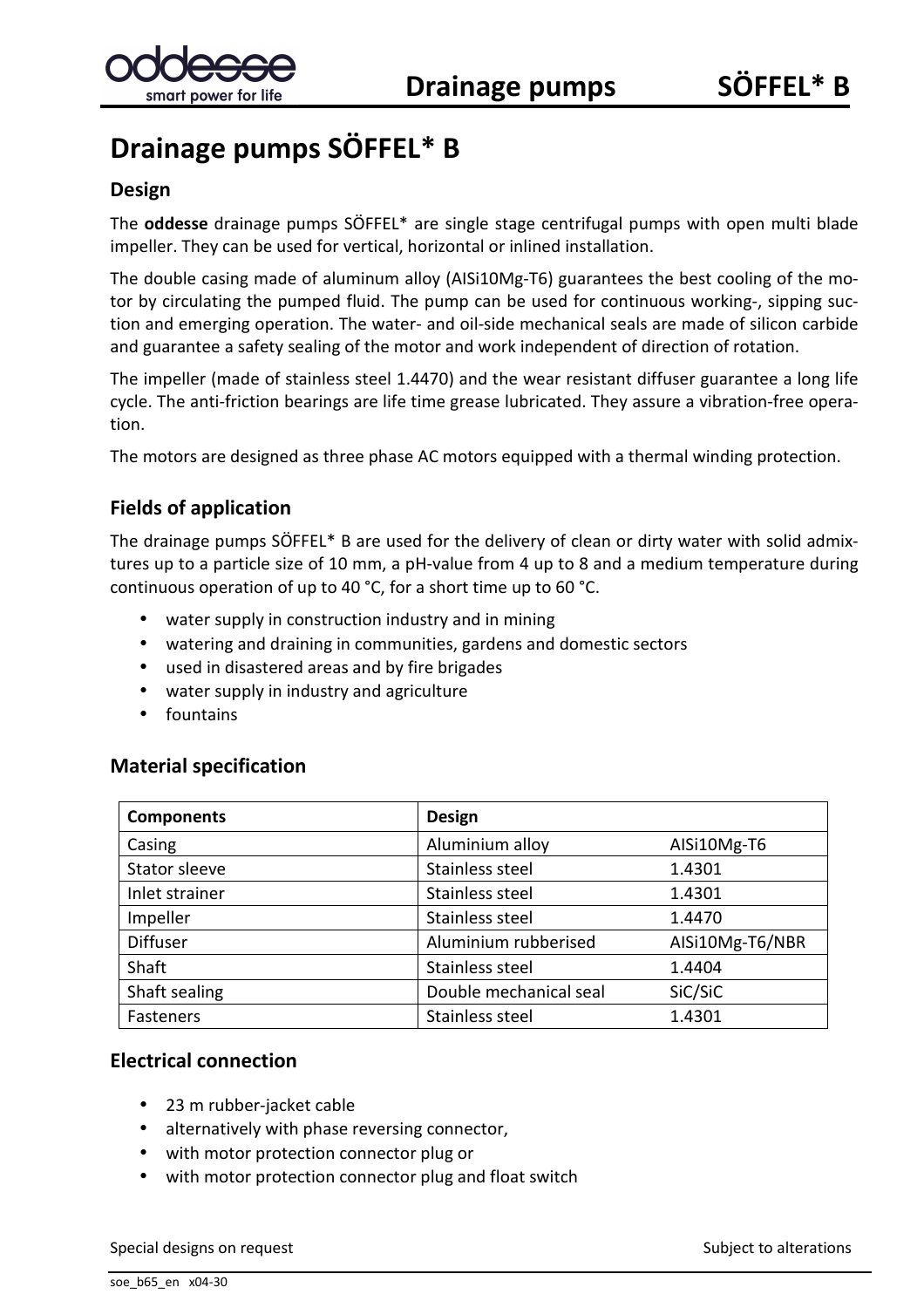# Drainage pumps SÖFFEL* B

## Design

The **oddesse** drainage pumps SÖFFEL* are single stage centrifugal pumps with open multi blade impeller. They can be used for vertical, horizontal or inlined installation.

The double casing made of aluminum alloy (AlSi10Mg-T6) guarantees the best cooling of the motor by circulating the pumped fluid. The pump can be used for continuous working-, sipping suction and emerging operation. The water- and oil-side mechanical seals are made of silicon carbide and guarantee a safety sealing of the motor and work independent of direction of rotation.

The impeller (made of stainless steel 1.4470) and the wear resistant diffuser guarantee a long life cycle. The anti-friction bearings are life time grease lubricated. They assure a vibration-free operation.

The motors are designed as three phase AC motors equipped with a thermal winding protection.

## Fields of application

The drainage pumps SÖFFEL* B are used for the delivery of clean or dirty water with solid admixtures up to a particle size of 10 mm, a pH-value from 4 up to 8 and a medium temperature during continuous operation of up to 40 °C, for a short time up to 60 °C.

- water supply in construction industry and in mining
- watering and draining in communities, gardens and domestic sectors
- used in disastered areas and by fire brigades
- water supply in industry and agriculture
- fountains

## Material specification

| Components | Design | |
|---|---|---|
| Casing | Aluminium alloy | AlSi10Mg-T6 |
| Stator sleeve | Stainless steel | 1.4301 |
| Inlet strainer | Stainless steel | 1.4301 |
| Impeller | Stainless steel | 1.4470 |
| Diffuser | Aluminium rubberised | AlSi10Mg-T6/NBR |
| Shaft | Stainless steel | 1.4404 |
| Shaft sealing | Double mechanical seal | SiC/SiC |
| Fasteners | Stainless steel | 1.4301 |

## Electrical connection

- 23 m rubber-jacket cable
- alternatively with phase reversing connector,
- with motor protection connector plug or
- with motor protection connector plug and float switch

Special designs on request

Subject to alterations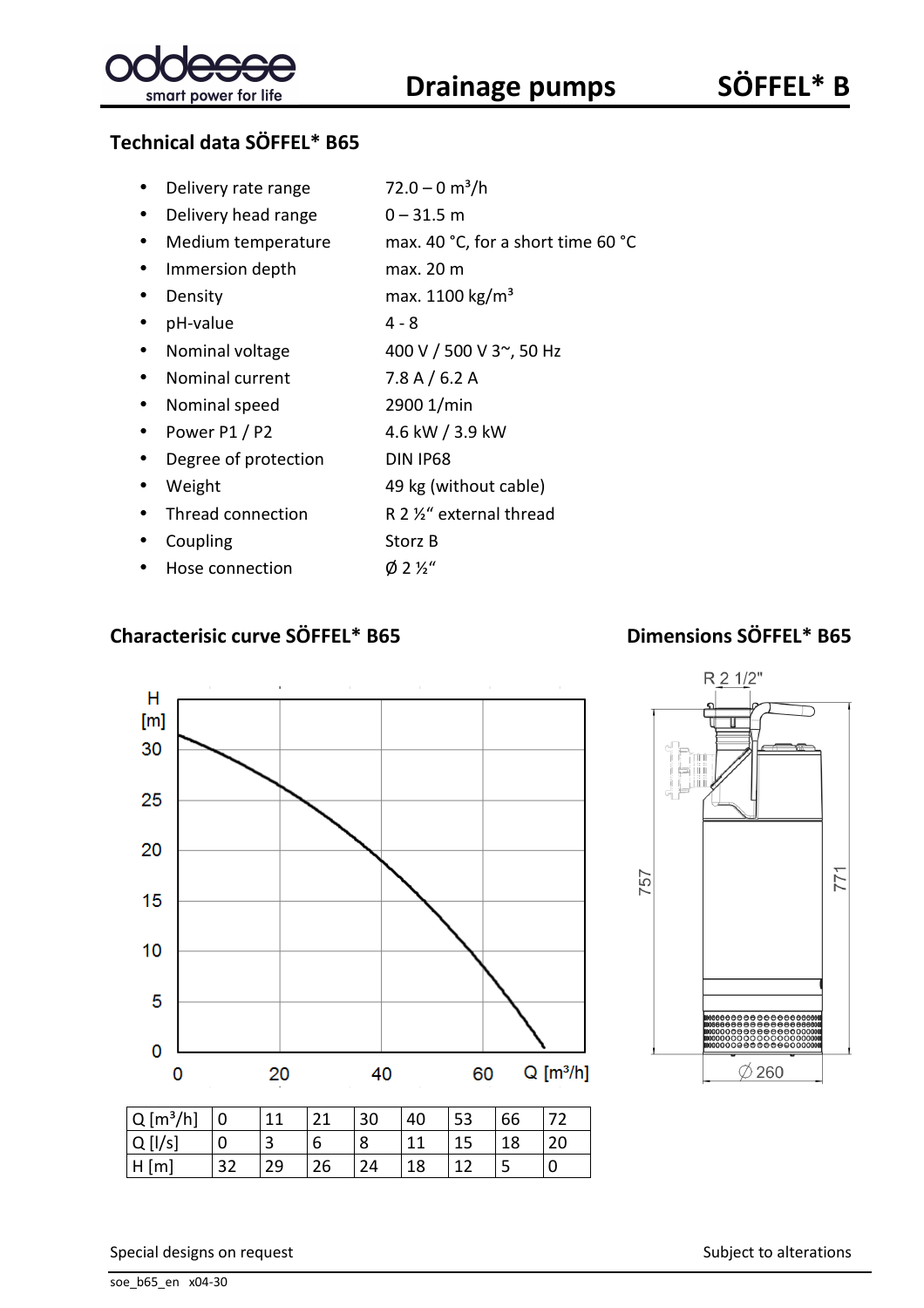## Technical data SÖFFEL* B65

- Delivery rate range: 72.0 – 0 m³/h
- Delivery head range: 0 – 31.5 m
- Medium temperature: max. 40 °C, for a short time 60 °C
- Immersion depth: max. 20 m
- Density: max. 1100 kg/m³
- pH-value: 4 - 8
- Nominal voltage: 400 V / 500 V 3~, 50 Hz
- Nominal current: 7.8 A / 6.2 A
- Nominal speed: 2900 1/min
- Power P1 / P2: 4.6 kW / 3.9 kW
- Degree of protection: DIN IP68
- Weight: 49 kg (without cable)
- Thread connection: R 2 ½" external thread
- Coupling: Storz B
- Hose connection: Ø 2 ½"

## Characterisic curve SÖFFEL* B65

| Q [m³/h] | 0 | 11 | 21 | 30 | 40 | 53 | 66 | 72 |
|---|---|---|---|---|---|---|---|---|
| Q [l/s] | 0 | 3 | 6 | 8 | 11 | 15 | 18 | 20 |
| H [m] | 32 | 29 | 26 | 24 | 18 | 12 | 5 | 0 |

## Dimensions SÖFFEL* B65

Special designs on request

Subject to alterations

soe_b65_en x04-30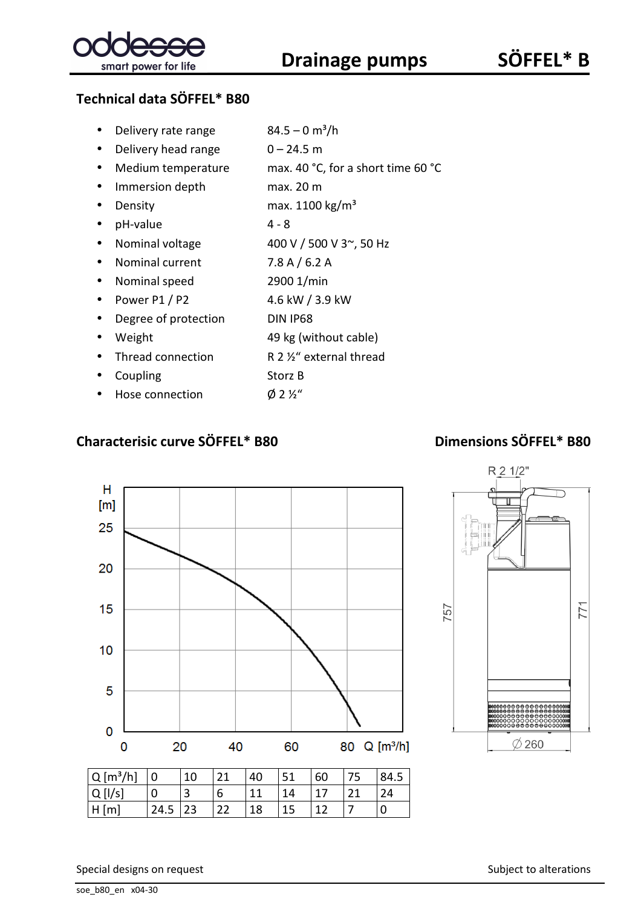## Technical data SÖFFEL* B80

- Delivery rate range — 84.5 – 0 m³/h
- Delivery head range — 0 – 24.5 m
- Medium temperature — max. 40 °C, for a short time 60 °C
- Immersion depth — max. 20 m
- Density — max. 1100 kg/m³
- pH-value — 4 - 8
- Nominal voltage — 400 V / 500 V 3~, 50 Hz
- Nominal current — 7.8 A / 6.2 A
- Nominal speed — 2900 1/min
- Power P1 / P2 — 4.6 kW / 3.9 kW
- Degree of protection — DIN IP68
- Weight — 49 kg (without cable)
- Thread connection — R 2 ½" external thread
- Coupling — Storz B
- Hose connection — Ø 2 ½"

## Characterisic curve SÖFFEL* B80

## Dimensions SÖFFEL* B80

| Q [m³/h] | 0 | 10 | 21 | 40 | 51 | 60 | 75 | 84.5 |
|---|---|---|---|---|---|---|---|---|
| Q [l/s] | 0 | 3 | 6 | 11 | 14 | 17 | 21 | 24 |
| H [m] | 24.5 | 23 | 22 | 18 | 15 | 12 | 7 | 0 |

Special designs on request

Subject to alterations

soe_b80_en x04-30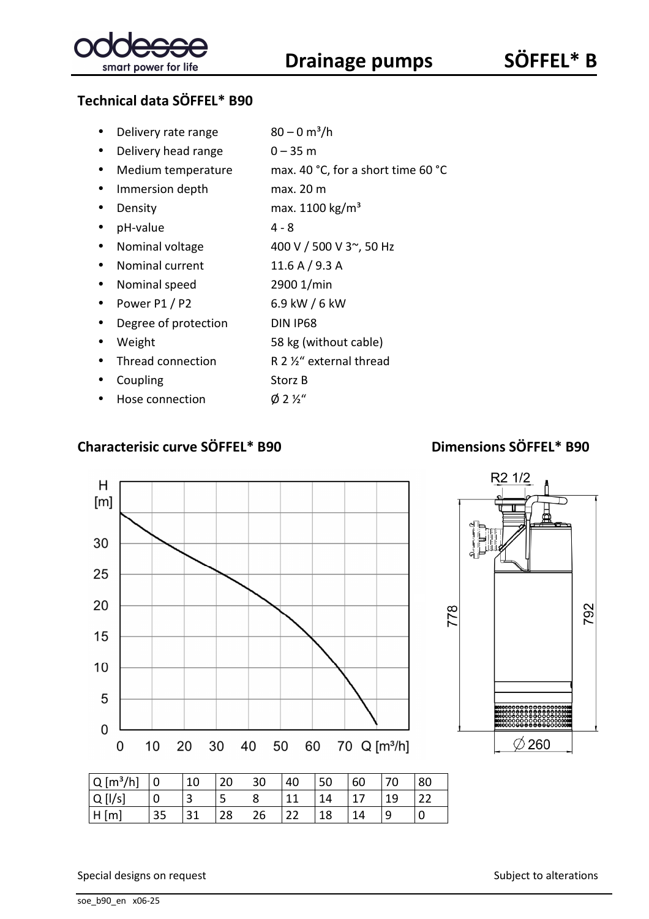## Technical data SÖFFEL* B90

- Delivery rate range: 80 – 0 m³/h
- Delivery head range: 0 – 35 m
- Medium temperature: max. 40 °C, for a short time 60 °C
- Immersion depth: max. 20 m
- Density: max. 1100 kg/m³
- pH-value: 4 - 8
- Nominal voltage: 400 V / 500 V 3~, 50 Hz
- Nominal current: 11.6 A / 9.3 A
- Nominal speed: 2900 1/min
- Power P1 / P2: 6.9 kW / 6 kW
- Degree of protection: DIN IP68
- Weight: 58 kg (without cable)
- Thread connection: R 2 ½“ external thread
- Coupling: Storz B
- Hose connection: Ø 2 ½“

## Characterisic curve SÖFFEL* B90

## Dimensions SÖFFEL* B90

| Q [m³/h] | 0 | 10 | 20 | 30 | 40 | 50 | 60 | 70 | 80 |
|---|---|---|---|---|---|---|---|---|---|
| Q [l/s] | 0 | 3 | 5 | 8 | 11 | 14 | 17 | 19 | 22 |
| H [m] | 35 | 31 | 28 | 26 | 22 | 18 | 14 | 9 | 0 |

Special designs on request

Subject to alterations

soe_b90_en x06-25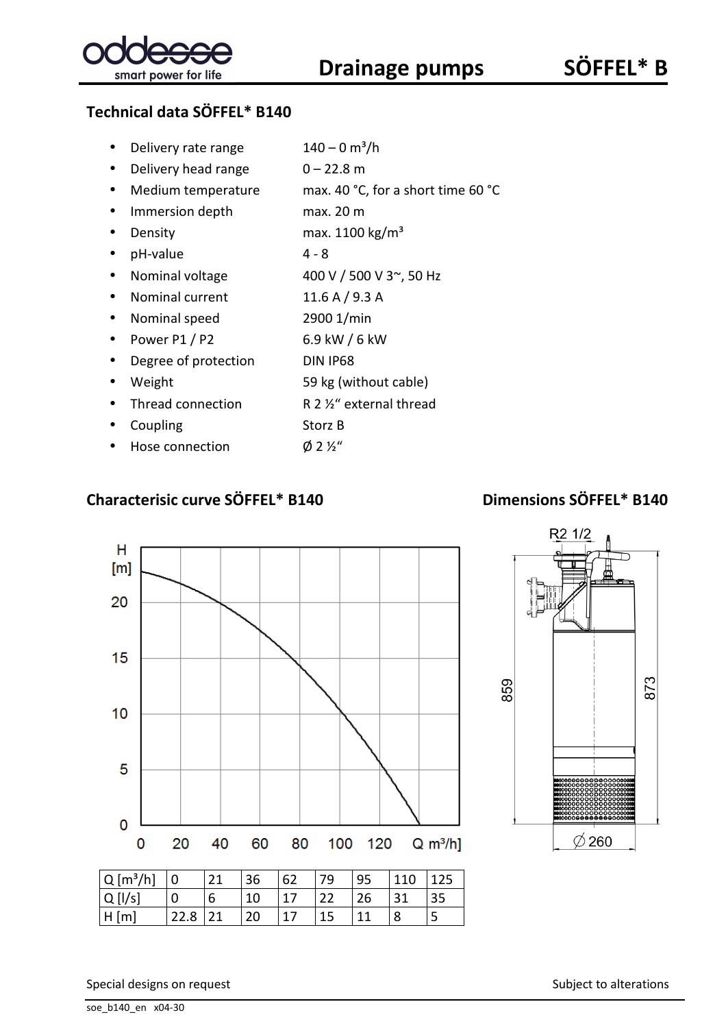# Drainage pumps SÖFFEL* B

## Technical data SÖFFEL* B140

- Delivery rate range: 140 – 0 m³/h
- Delivery head range: 0 – 22.8 m
- Medium temperature: max. 40 °C, for a short time 60 °C
- Immersion depth: max. 20 m
- Density: max. 1100 kg/m³
- pH-value: 4 - 8
- Nominal voltage: 400 V / 500 V 3~, 50 Hz
- Nominal current: 11.6 A / 9.3 A
- Nominal speed: 2900 1/min
- Power P1 / P2: 6.9 kW / 6 kW
- Degree of protection: DIN IP68
- Weight: 59 kg (without cable)
- Thread connection: R 2 ½" external thread
- Coupling: Storz B
- Hose connection: Ø 2 ½"

## Characterisic curve SÖFFEL* B140

H [m]

0 5 10 15 20

0 20 40 60 80 100 120 Q m³/h]

| Q [m³/h] | 0 | 21 | 36 | 62 | 79 | 95 | 110 | 125 |
|---|---|---|---|---|---|---|---|---|
| Q [l/s] | 0 | 6 | 10 | 17 | 22 | 26 | 31 | 35 |
| H [m] | 22.8 | 21 | 20 | 17 | 15 | 11 | 8 | 5 |

## Dimensions SÖFFEL* B140

R2 1/2

859

873

∅260

Special designs on request

Subject to alterations